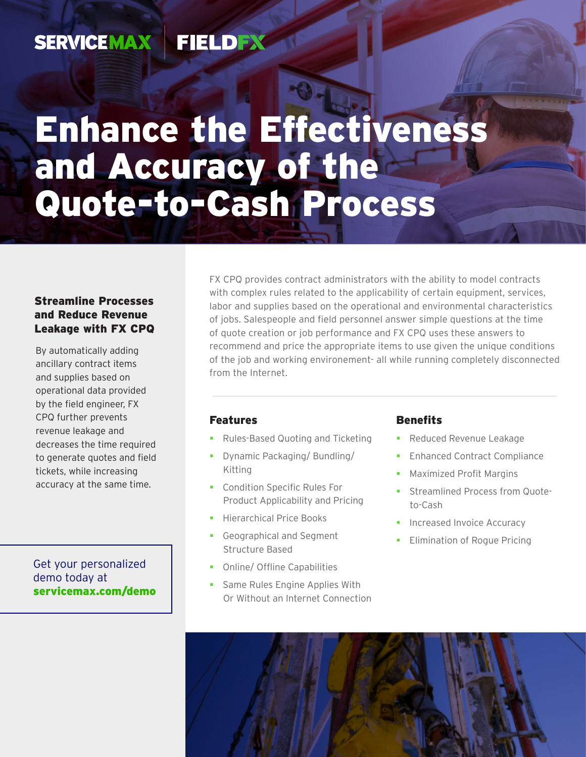SERVICEMAX | FIELDFX

# Enhance the Effectiveness and Accuracy of the Quote-to-Cash Process

### Streamline Processes and Reduce Revenue Leakage with FX CPQ

By automatically adding ancillary contract items and supplies based on operational data provided by the field engineer, FX CPQ further prevents revenue leakage and decreases the time required to generate quotes and field tickets, while increasing accuracy at the same time.

Get your personalized demo today at **servicemax.com/demo**

FX CPQ provides contract administrators with the ability to model contracts with complex rules related to the applicability of certain equipment, services, labor and supplies based on the operational and environmental characteristics of jobs. Salespeople and field personnel answer simple questions at the time of quote creation or job performance and FX CPQ uses these answers to recommend and price the appropriate items to use given the unique conditions of the job and working environement- all while running completely disconnected from the Internet.

---

### Features

- Rules-Based Quoting and Ticketing
- Dynamic Packaging/ Bundling/ Kitting
- Condition Specific Rules For Product Applicability and Pricing
- Hierarchical Price Books
- Geographical and Segment Structure Based
- Online/ Offline Capabilities
- Same Rules Engine Applies With Or Without an Internet Connection

### Benefits

- Reduced Revenue Leakage
- Enhanced Contract Compliance
- Maximized Profit Margins
- Streamlined Process from Quote-to-Cash
- Increased Invoice Accuracy
- Elimination of Rogue Pricing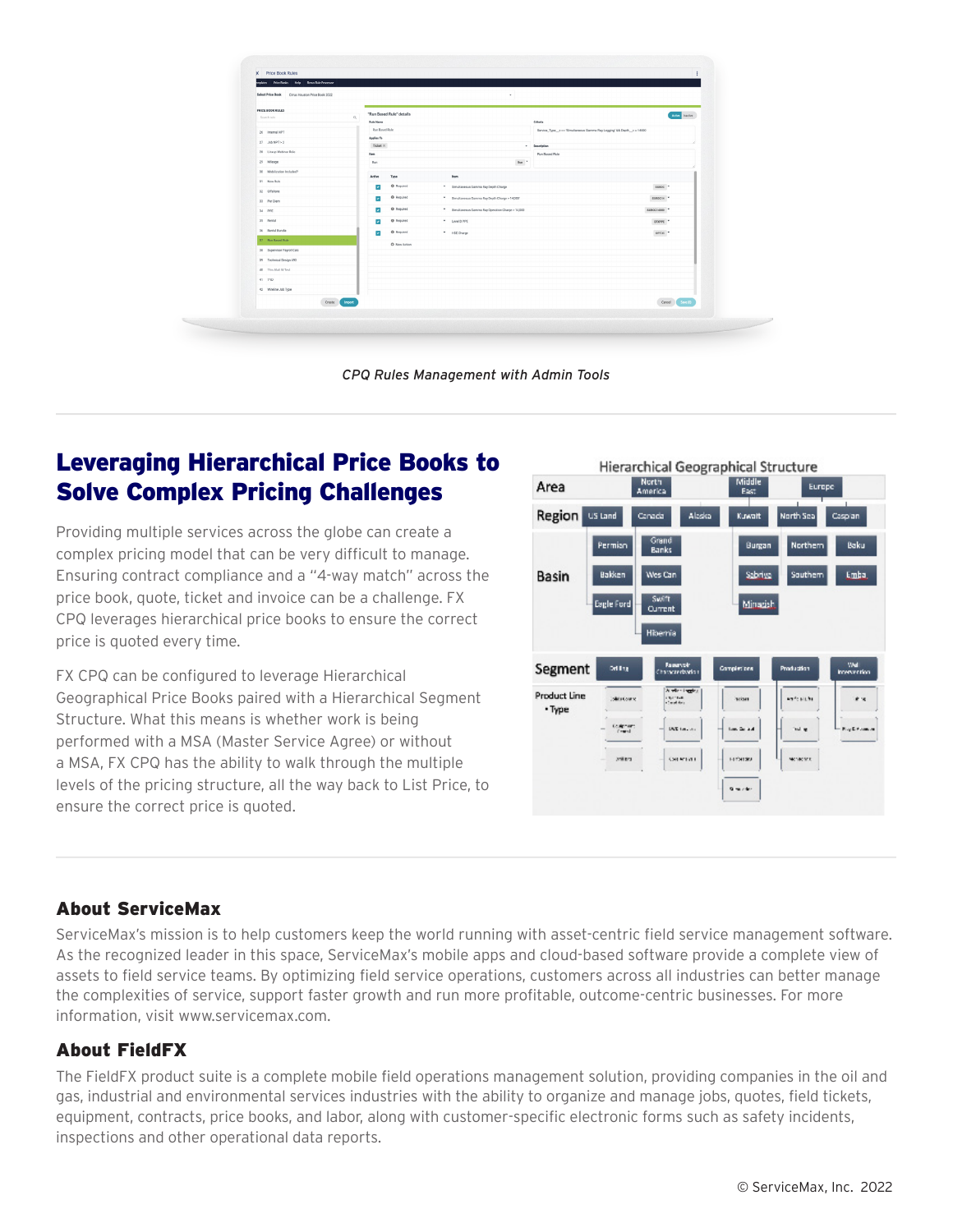*CPQ Rules Management with Admin Tools*

## Leveraging Hierarchical Price Books to Solve Complex Pricing Challenges

Providing multiple services across the globe can create a complex pricing model that can be very difficult to manage. Ensuring contract compliance and a "4-way match" across the price book, quote, ticket and invoice can be a challenge. FX CPQ leverages hierarchical price books to ensure the correct price is quoted every time.

FX CPQ can be configured to leverage Hierarchical Geographical Price Books paired with a Hierarchical Segment Structure. What this means is whether work is being performed with a MSA (Master Service Agree) or without a MSA, FX CPQ has the ability to walk through the multiple levels of the pricing structure, all the way back to List Price, to ensure the correct price is quoted.

Hierarchical Geographical Structure

Area: North America, Middle East, Europe

Region: US Land, Canada, Alaska, Kuwait, North Sea, Caspian

Basin: Permian, Grand Banks, Burgan, Northern, Baku, Bakken, Wes Can, Sabriya, Southern, Emba, Eagle Ford, Swift Current, Minagish, Hibernia

Segment: Drilling, Reservoir Characterization, Completions, Production, Well Intervention

Product Line • Type

## About ServiceMax

ServiceMax's mission is to help customers keep the world running with asset-centric field service management software. As the recognized leader in this space, ServiceMax's mobile apps and cloud-based software provide a complete view of assets to field service teams. By optimizing field service operations, customers across all industries can better manage the complexities of service, support faster growth and run more profitable, outcome-centric businesses. For more information, visit www.servicemax.com.

## About FieldFX

The FieldFX product suite is a complete mobile field operations management solution, providing companies in the oil and gas, industrial and environmental services industries with the ability to organize and manage jobs, quotes, field tickets, equipment, contracts, price books, and labor, along with customer-specific electronic forms such as safety incidents, inspections and other operational data reports.

© ServiceMax, Inc. 2022